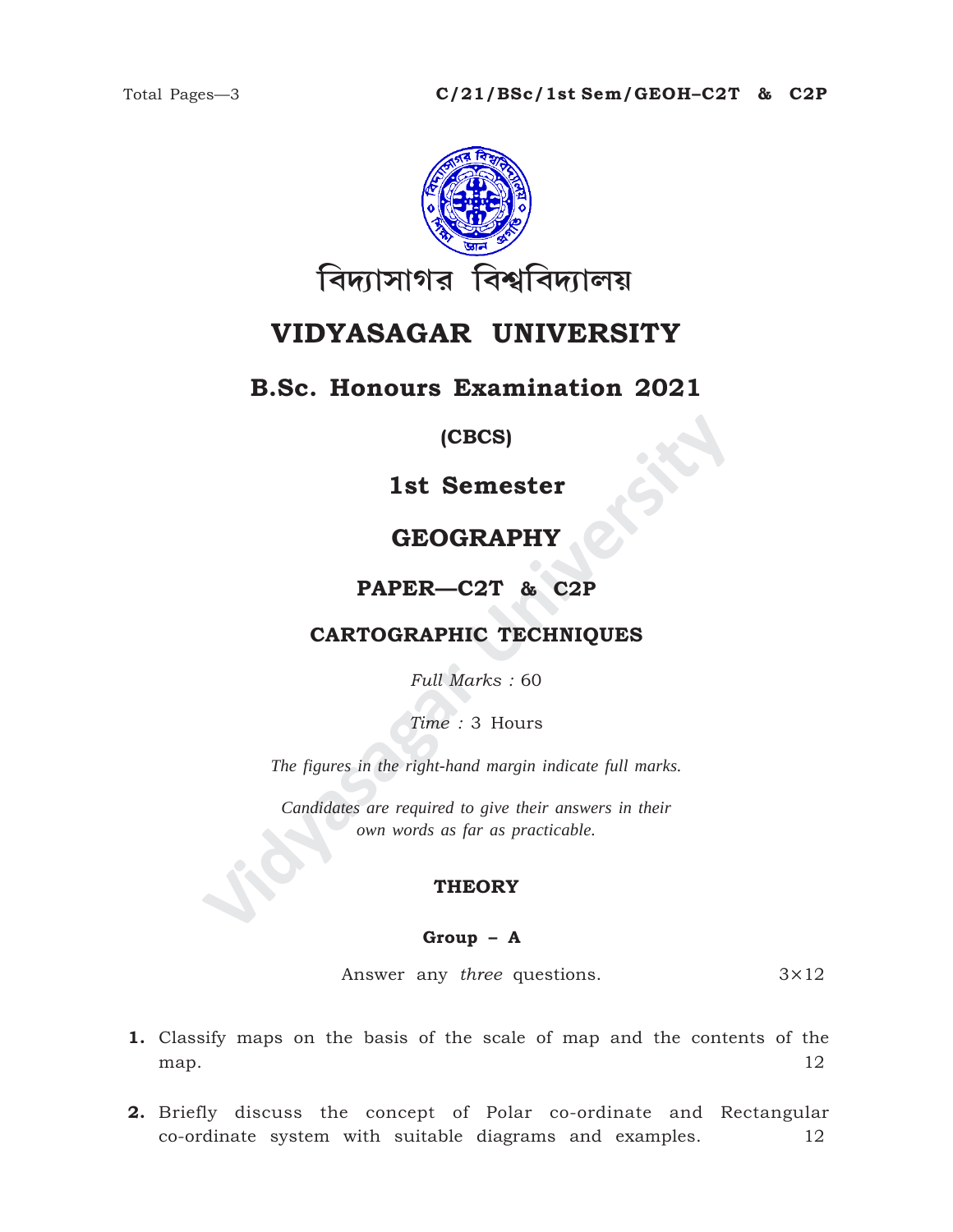Total Pages—3

**C/21/BSc/1st Sem/GEOH–C2T & C2P**

বিদ্যাসাগর বিশ্ববিদ্যালয়

# VIDYASAGAR UNIVERSITY

## B.Sc. Honours Examination 2021

**(CBCS)**

## 1st Semester

## GEOGRAPHY

### PAPER—C2T & C2P

### CARTOGRAPHIC TECHNIQUES

*Full Marks :* 60

*Time :* 3 Hours

*The figures in the right-hand margin indicate full marks.*

*Candidates are required to give their answers in their own words as far as practicable.*

### THEORY

#### Group – A

Answer any *three* questions. 3×12

**1.** Classify maps on the basis of the scale of map and the contents of the map. 12

**2.** Briefly discuss the concept of Polar co-ordinate and Rectangular co-ordinate system with suitable diagrams and examples. 12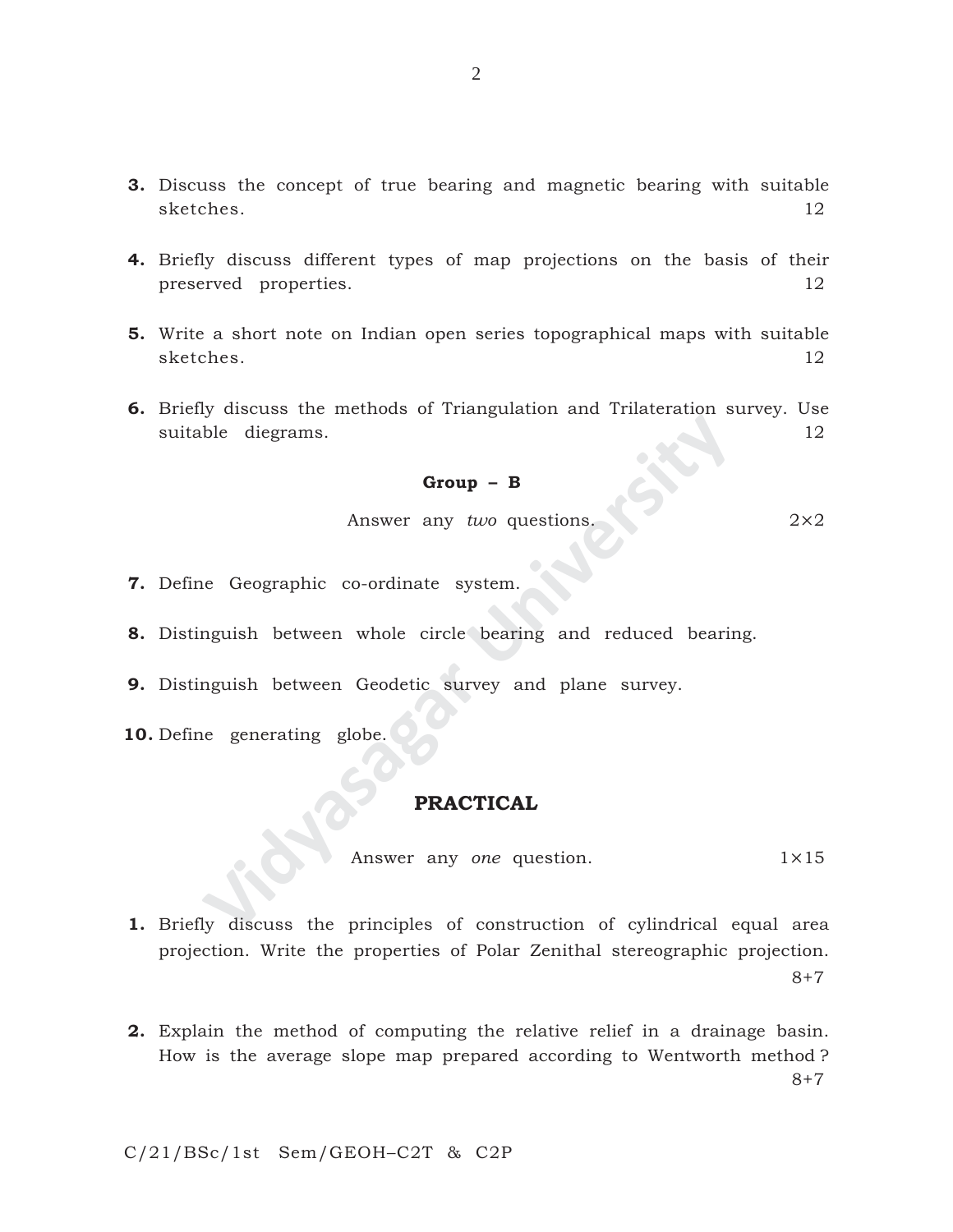3. Discuss the concept of true bearing and magnetic bearing with suitable sketches. 12

4. Briefly discuss different types of map projections on the basis of their preserved properties. 12

5. Write a short note on Indian open series topographical maps with suitable sketches. 12

6. Briefly discuss the methods of Triangulation and Trilateration survey. Use suitable diegrams. 12

### Group – B

Answer any *two* questions. 2×2

7. Define Geographic co-ordinate system.

8. Distinguish between whole circle bearing and reduced bearing.

9. Distinguish between Geodetic survey and plane survey.

10. Define generating globe.

## PRACTICAL

Answer any *one* question. 1×15

1. Briefly discuss the principles of construction of cylindrical equal area projection. Write the properties of Polar Zenithal stereographic projection. 8+7

2. Explain the method of computing the relative relief in a drainage basin. How is the average slope map prepared according to Wentworth method ? 8+7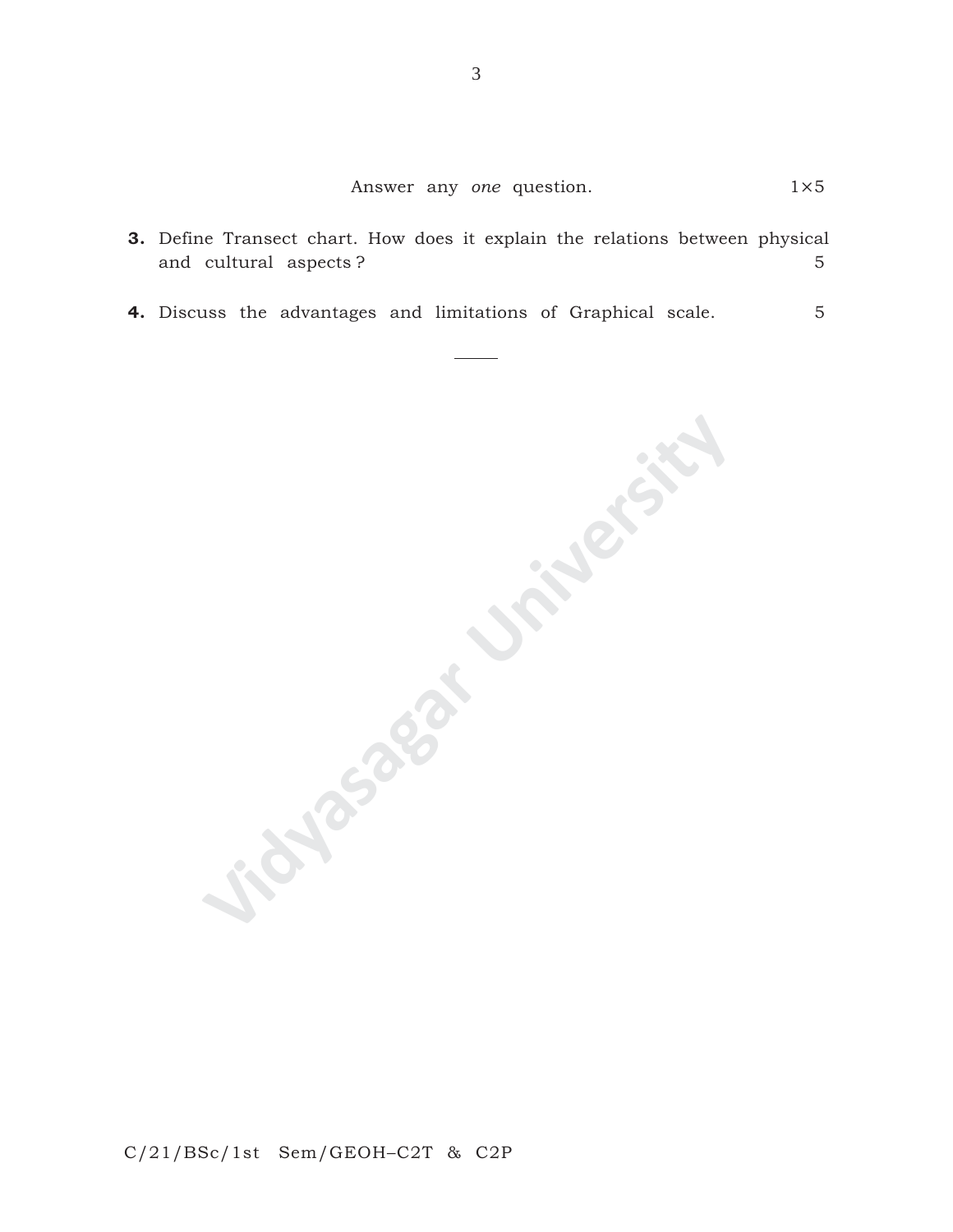Answer any *one* question. 1×5

**3.** Define Transect chart. How does it explain the relations between physical and cultural aspects? 5

**4.** Discuss the advantages and limitations of Graphical scale. 5

---